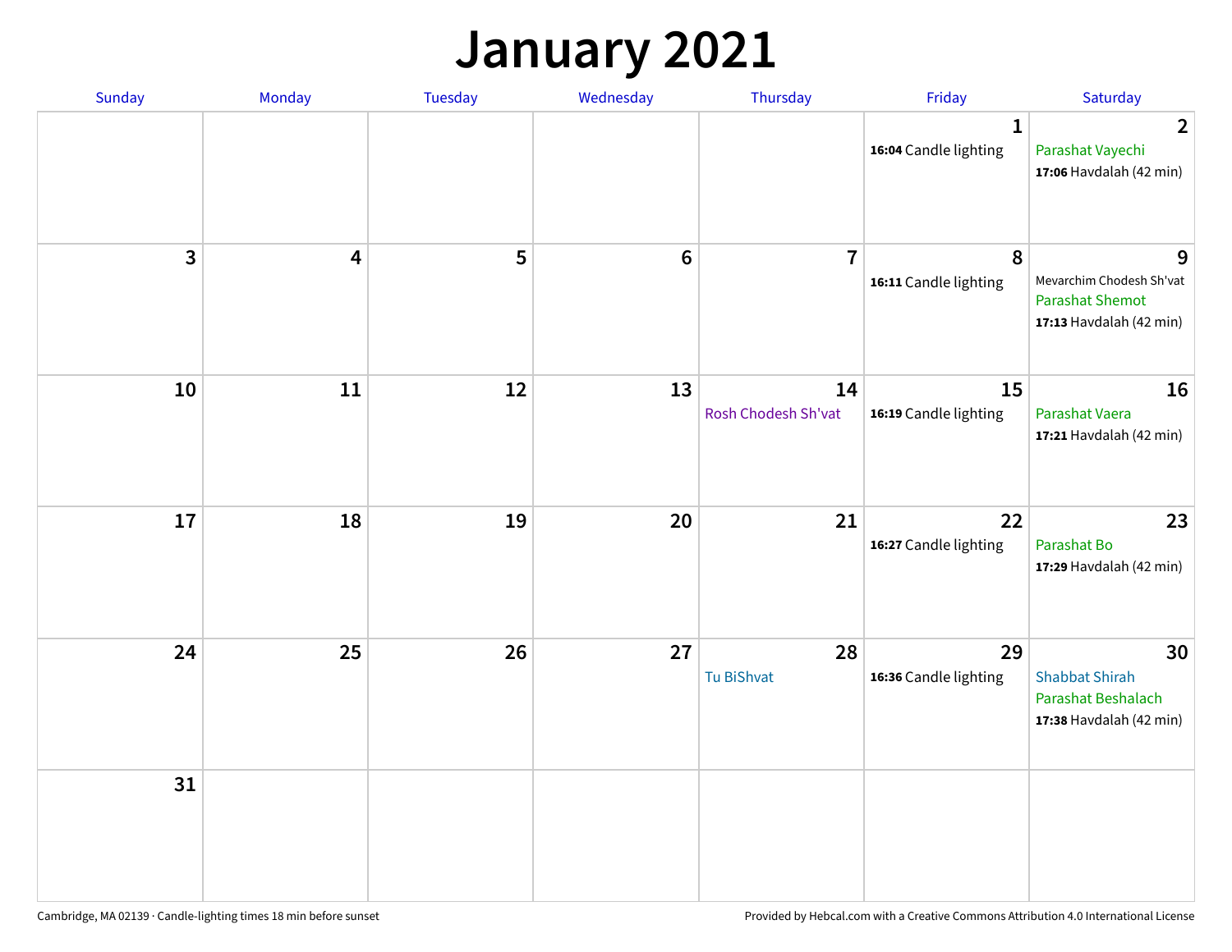# January 2021

| Sunday | Monday | Tuesday | Wednesday | Thursday | Friday | Saturday |
|---|---|---|---|---|---|---|
| | | | | | 1<br>**16:04** Candle lighting | 2<br>Parashat Vayechi<br>**17:06** Havdalah (42 min) |
| 3 | 4 | 5 | 6 | 7 | 8<br>**16:11** Candle lighting | 9<br>Mevarchim Chodesh Sh'vat<br>Parashat Shemot<br>**17:13** Havdalah (42 min) |
| 10 | 11 | 12 | 13 | 14<br>Rosh Chodesh Sh'vat | 15<br>**16:19** Candle lighting | 16<br>Parashat Vaera<br>**17:21** Havdalah (42 min) |
| 17 | 18 | 19 | 20 | 21 | 22<br>**16:27** Candle lighting | 23<br>Parashat Bo<br>**17:29** Havdalah (42 min) |
| 24 | 25 | 26 | 27 | 28<br>Tu BiShvat | 29<br>**16:36** Candle lighting | 30<br>Shabbat Shirah<br>Parashat Beshalach<br>**17:38** Havdalah (42 min) |
| 31 | | | | | | |

Cambridge, MA 02139 · Candle-lighting times 18 min before sunset

Provided by Hebcal.com with a Creative Commons Attribution 4.0 International License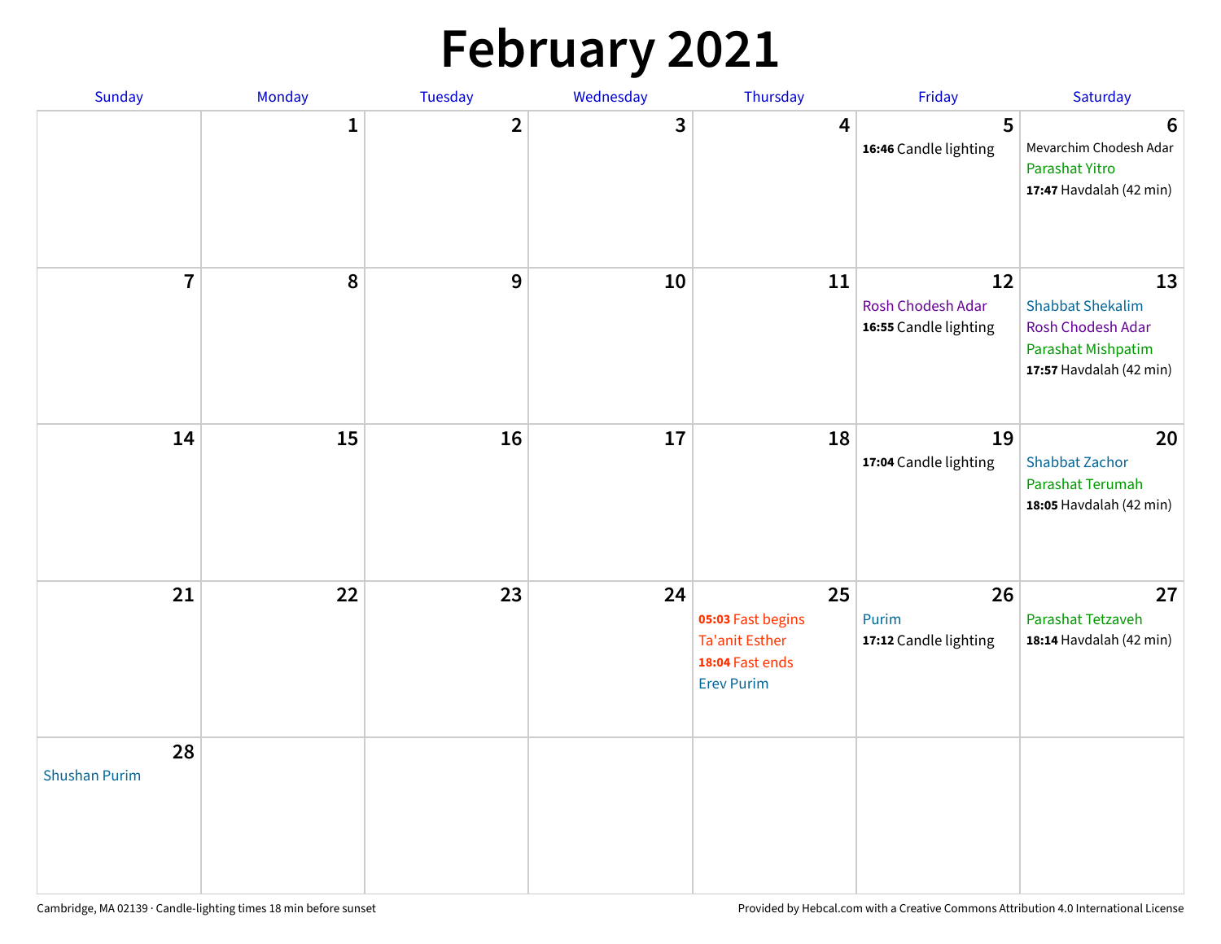# February 2021

| Sunday | Monday | Tuesday | Wednesday | Thursday | Friday | Saturday |
|---|---|---|---|---|---|---|
| | 1 | 2 | 3 | 4 | 5<br>**16:46** Candle lighting | 6<br>Mevarchim Chodesh Adar<br>Parashat Yitro<br>**17:47** Havdalah (42 min) |
| 7 | 8 | 9 | 10 | 11 | 12<br>Rosh Chodesh Adar<br>**16:55** Candle lighting | 13<br>Shabbat Shekalim<br>Rosh Chodesh Adar<br>Parashat Mishpatim<br>**17:57** Havdalah (42 min) |
| 14 | 15 | 16 | 17 | 18 | 19<br>**17:04** Candle lighting | 20<br>Shabbat Zachor<br>Parashat Terumah<br>**18:05** Havdalah (42 min) |
| 21 | 22 | 23 | 24 | 25<br>**05:03** Fast begins<br>Ta'anit Esther<br>**18:04** Fast ends<br>Erev Purim | 26<br>Purim<br>**17:12** Candle lighting | 27<br>Parashat Tetzaveh<br>**18:14** Havdalah (42 min) |
| 28<br>Shushan Purim | | | | | | |

Cambridge, MA 02139 · Candle-lighting times 18 min before sunset

Provided by Hebcal.com with a Creative Commons Attribution 4.0 International License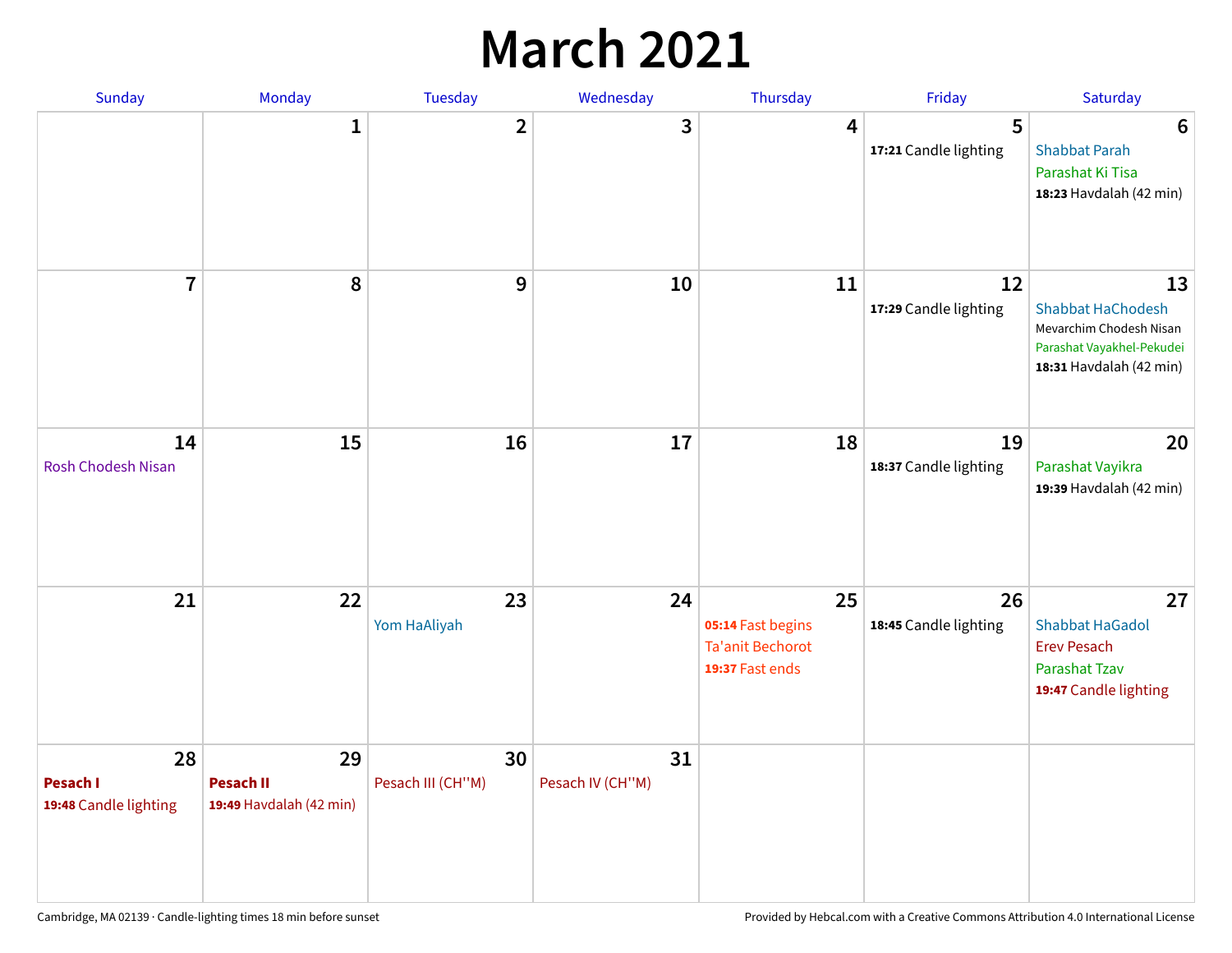# March 2021

| Sunday | Monday | Tuesday | Wednesday | Thursday | Friday | Saturday |
|---|---|---|---|---|---|---|
| | 1 | 2 | 3 | 4 | 5<br>**17:21** Candle lighting | 6<br>Shabbat Parah<br>Parashat Ki Tisa<br>**18:23** Havdalah (42 min) |
| 7 | 8 | 9 | 10 | 11 | 12<br>**17:29** Candle lighting | 13<br>Shabbat HaChodesh<br>Mevarchim Chodesh Nisan<br>Parashat Vayakhel-Pekudei<br>**18:31** Havdalah (42 min) |
| 14<br>Rosh Chodesh Nisan | 15 | 16 | 17 | 18 | 19<br>**18:37** Candle lighting | 20<br>Parashat Vayikra<br>**19:39** Havdalah (42 min) |
| 21 | 22 | 23<br>Yom HaAliyah | 24 | 25<br>**05:14** Fast begins<br>Ta'anit Bechorot<br>**19:37** Fast ends | 26<br>**18:45** Candle lighting | 27<br>Shabbat HaGadol<br>Erev Pesach<br>Parashat Tzav<br>**19:47** Candle lighting |
| 28<br>**Pesach I**<br>**19:48** Candle lighting | 29<br>**Pesach II**<br>**19:49** Havdalah (42 min) | 30<br>Pesach III (CH''M) | 31<br>Pesach IV (CH''M) | | | |

Cambridge, MA 02139 · Candle-lighting times 18 min before sunset

Provided by Hebcal.com with a Creative Commons Attribution 4.0 International License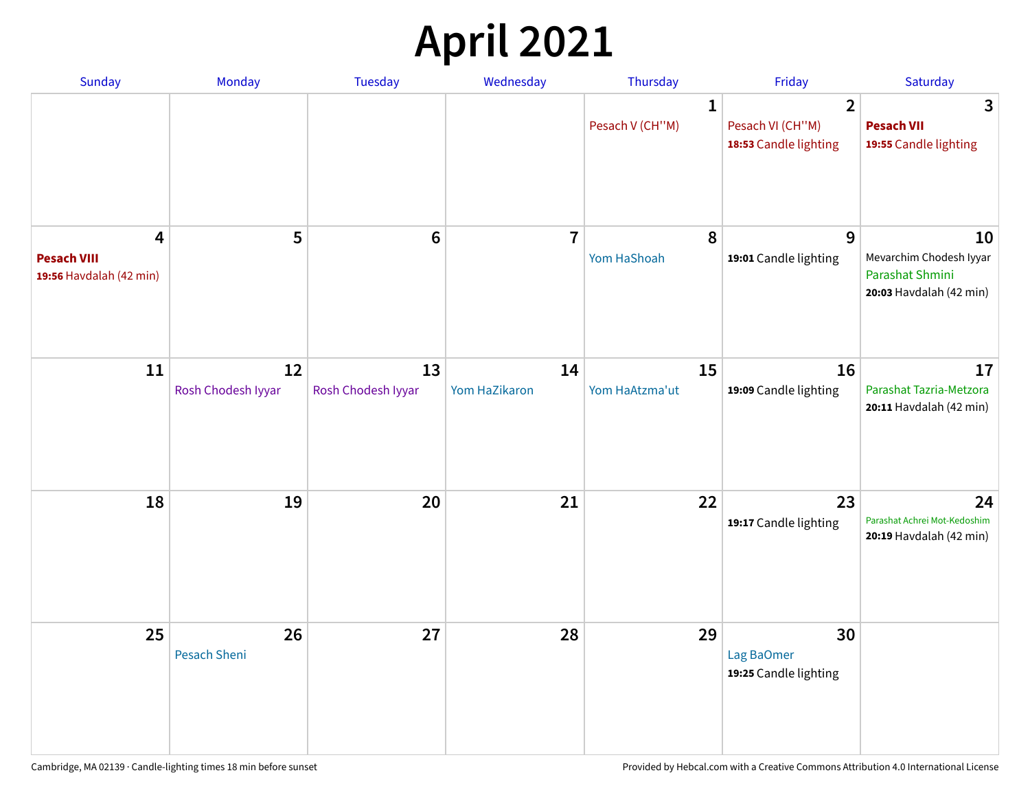# April 2021

| Sunday | Monday | Tuesday | Wednesday | Thursday | Friday | Saturday |
|---|---|---|---|---|---|---|
| | | | | 1<br>Pesach V (CH''M) | 2<br>Pesach VI (CH''M)<br>**18:53** Candle lighting | 3<br>**Pesach VII**<br>**19:55** Candle lighting |
| 4<br>**Pesach VIII**<br>**19:56** Havdalah (42 min) | 5 | 6 | 7 | 8<br>Yom HaShoah | 9<br>**19:01** Candle lighting | 10<br>Mevarchim Chodesh Iyyar<br>Parashat Shmini<br>**20:03** Havdalah (42 min) |
| 11 | 12<br>Rosh Chodesh Iyyar | 13<br>Rosh Chodesh Iyyar | 14<br>Yom HaZikaron | 15<br>Yom HaAtzma'ut | 16<br>**19:09** Candle lighting | 17<br>Parashat Tazria-Metzora<br>**20:11** Havdalah (42 min) |
| 18 | 19 | 20 | 21 | 22 | 23<br>**19:17** Candle lighting | 24<br>Parashat Achrei Mot-Kedoshim<br>**20:19** Havdalah (42 min) |
| 25 | 26<br>Pesach Sheni | 27 | 28 | 29 | 30<br>Lag BaOmer<br>**19:25** Candle lighting | |

Cambridge, MA 02139 · Candle-lighting times 18 min before sunset

Provided by Hebcal.com with a Creative Commons Attribution 4.0 International License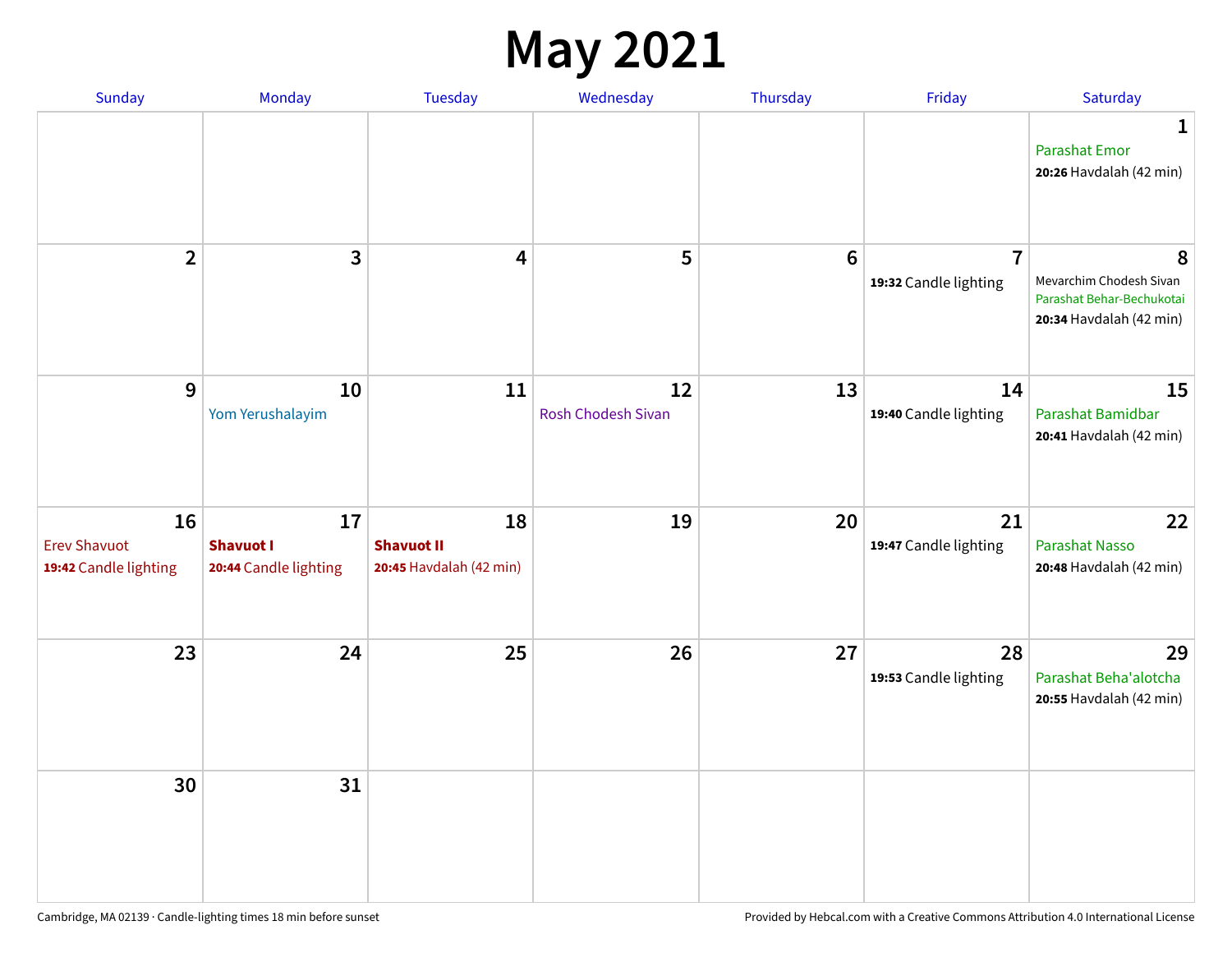# May 2021

| Sunday | Monday | Tuesday | Wednesday | Thursday | Friday | Saturday |
|---|---|---|---|---|---|---|
| | | | | | | **1**<br>Parashat Emor<br>**20:26** Havdalah (42 min) |
| **2** | **3** | **4** | **5** | **6** | **7**<br>**19:32** Candle lighting | **8**<br>Mevarchim Chodesh Sivan<br>Parashat Behar-Bechukotai<br>**20:34** Havdalah (42 min) |
| **9** | **10**<br>Yom Yerushalayim | **11** | **12**<br>Rosh Chodesh Sivan | **13** | **14**<br>**19:40** Candle lighting | **15**<br>Parashat Bamidbar<br>**20:41** Havdalah (42 min) |
| **16**<br>Erev Shavuot<br>**19:42** Candle lighting | **17**<br>**Shavuot I**<br>**20:44** Candle lighting | **18**<br>**Shavuot II**<br>**20:45** Havdalah (42 min) | **19** | **20** | **21**<br>**19:47** Candle lighting | **22**<br>Parashat Nasso<br>**20:48** Havdalah (42 min) |
| **23** | **24** | **25** | **26** | **27** | **28**<br>**19:53** Candle lighting | **29**<br>Parashat Beha'alotcha<br>**20:55** Havdalah (42 min) |
| **30** | **31** | | | | | |

Cambridge, MA 02139 · Candle-lighting times 18 min before sunset

Provided by Hebcal.com with a Creative Commons Attribution 4.0 International License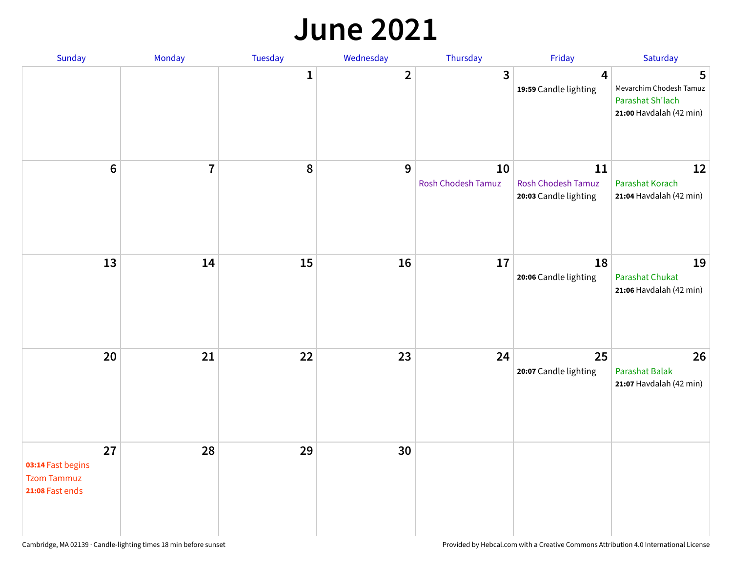# June 2021

| Sunday | Monday | Tuesday | Wednesday | Thursday | Friday | Saturday |
|---|---|---|---|---|---|---|
| | | 1 | 2 | 3 | 4<br>**19:59** Candle lighting | 5<br>Mevarchim Chodesh Tamuz<br>Parashat Sh'lach<br>**21:00** Havdalah (42 min) |
| 6 | 7 | 8 | 9 | 10<br>Rosh Chodesh Tamuz | 11<br>Rosh Chodesh Tamuz<br>**20:03** Candle lighting | 12<br>Parashat Korach<br>**21:04** Havdalah (42 min) |
| 13 | 14 | 15 | 16 | 17 | 18<br>**20:06** Candle lighting | 19<br>Parashat Chukat<br>**21:06** Havdalah (42 min) |
| 20 | 21 | 22 | 23 | 24 | 25<br>**20:07** Candle lighting | 26<br>Parashat Balak<br>**21:07** Havdalah (42 min) |
| 27<br>**03:14** Fast begins<br>Tzom Tammuz<br>**21:08** Fast ends | 28 | 29 | 30 | | | |

Cambridge, MA 02139 · Candle-lighting times 18 min before sunset

Provided by Hebcal.com with a Creative Commons Attribution 4.0 International License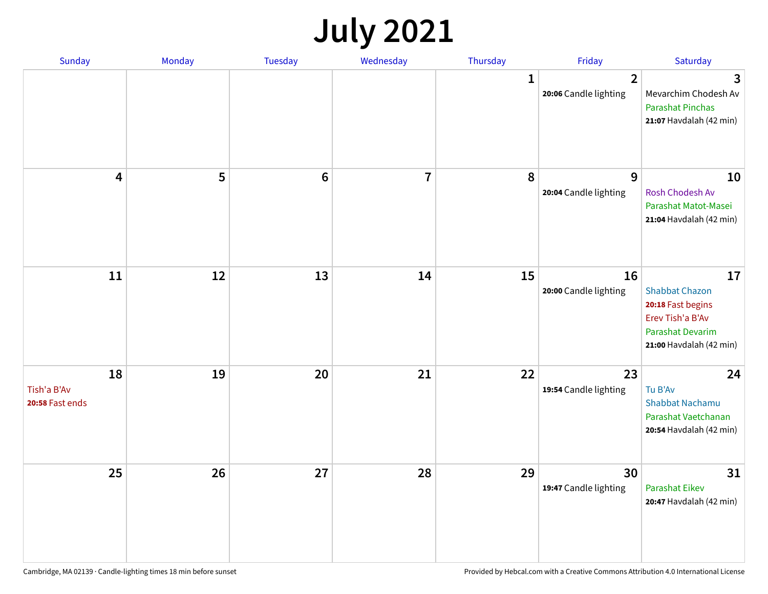# July 2021

| Sunday | Monday | Tuesday | Wednesday | Thursday | Friday | Saturday |
|---|---|---|---|---|---|---|
| | | | | 1 | 2<br>**20:06** Candle lighting | 3<br>Mevarchim Chodesh Av<br>Parashat Pinchas<br>**21:07** Havdalah (42 min) |
| 4 | 5 | 6 | 7 | 8 | 9<br>**20:04** Candle lighting | 10<br>Rosh Chodesh Av<br>Parashat Matot-Masei<br>**21:04** Havdalah (42 min) |
| 11 | 12 | 13 | 14 | 15 | 16<br>**20:00** Candle lighting | 17<br>Shabbat Chazon<br>**20:18** Fast begins<br>Erev Tish'a B'Av<br>Parashat Devarim<br>**21:00** Havdalah (42 min) |
| 18<br>Tish'a B'Av<br>**20:58** Fast ends | 19 | 20 | 21 | 22 | 23<br>**19:54** Candle lighting | 24<br>Tu B'Av<br>Shabbat Nachamu<br>Parashat Vaetchanan<br>**20:54** Havdalah (42 min) |
| 25 | 26 | 27 | 28 | 29 | 30<br>**19:47** Candle lighting | 31<br>Parashat Eikev<br>**20:47** Havdalah (42 min) |

Cambridge, MA 02139 · Candle-lighting times 18 min before sunset

Provided by Hebcal.com with a Creative Commons Attribution 4.0 International License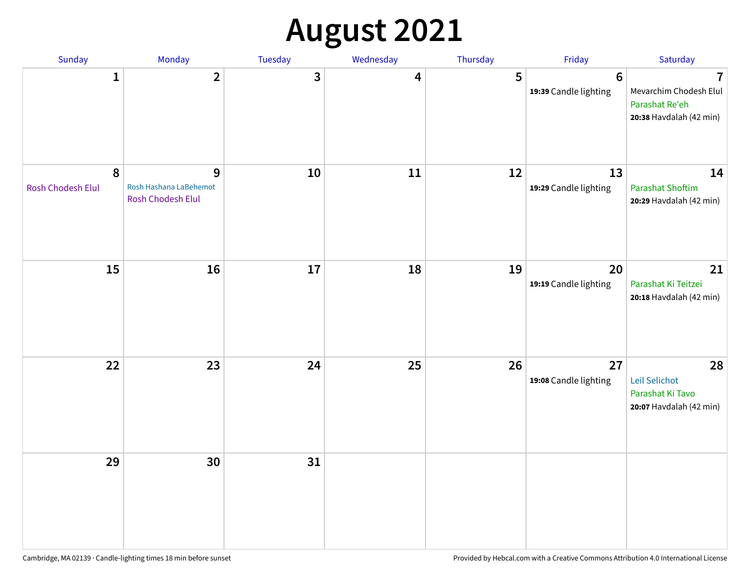# August 2021

| Sunday | Monday | Tuesday | Wednesday | Thursday | Friday | Saturday |
|---|---|---|---|---|---|---|
| 1 | 2 | 3 | 4 | 5 | 6<br>**19:39** Candle lighting | 7<br>Mevarchim Chodesh Elul<br>Parashat Re'eh<br>**20:38** Havdalah (42 min) |
| 8<br>Rosh Chodesh Elul | 9<br>Rosh Hashana LaBehemot<br>Rosh Chodesh Elul | 10 | 11 | 12 | 13<br>**19:29** Candle lighting | 14<br>Parashat Shoftim<br>**20:29** Havdalah (42 min) |
| 15 | 16 | 17 | 18 | 19 | 20<br>**19:19** Candle lighting | 21<br>Parashat Ki Teitzei<br>**20:18** Havdalah (42 min) |
| 22 | 23 | 24 | 25 | 26 | 27<br>**19:08** Candle lighting | 28<br>Leil Selichot<br>Parashat Ki Tavo<br>**20:07** Havdalah (42 min) |
| 29 | 30 | 31 | | | | |

Cambridge, MA 02139 · Candle-lighting times 18 min before sunset

Provided by Hebcal.com with a Creative Commons Attribution 4.0 International License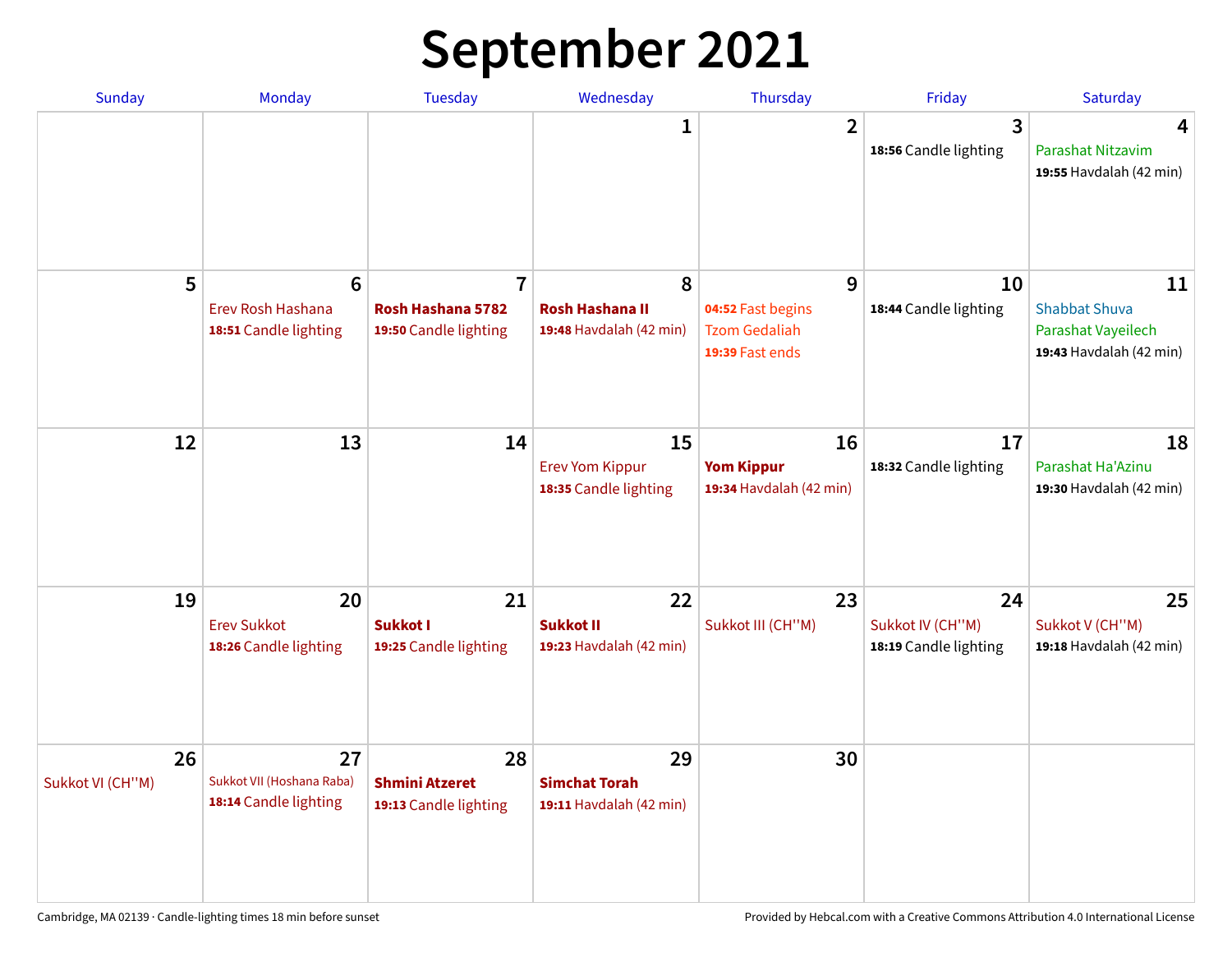# September 2021

| Sunday | Monday | Tuesday | Wednesday | Thursday | Friday | Saturday |
|---|---|---|---|---|---|---|
| | | | 1 | 2 | 3<br>**18:56** Candle lighting | 4<br>Parashat Nitzavim<br>**19:55** Havdalah (42 min) |
| 5 | 6<br>Erev Rosh Hashana<br>**18:51** Candle lighting | 7<br>**Rosh Hashana 5782**<br>**19:50** Candle lighting | 8<br>**Rosh Hashana II**<br>**19:48** Havdalah (42 min) | 9<br>**04:52** Fast begins<br>Tzom Gedaliah<br>**19:39** Fast ends | 10<br>**18:44** Candle lighting | 11<br>Shabbat Shuva<br>Parashat Vayeilech<br>**19:43** Havdalah (42 min) |
| 12 | 13 | 14 | 15<br>Erev Yom Kippur<br>**18:35** Candle lighting | 16<br>**Yom Kippur**<br>**19:34** Havdalah (42 min) | 17<br>**18:32** Candle lighting | 18<br>Parashat Ha'Azinu<br>**19:30** Havdalah (42 min) |
| 19 | 20<br>Erev Sukkot<br>**18:26** Candle lighting | 21<br>**Sukkot I**<br>**19:25** Candle lighting | 22<br>**Sukkot II**<br>**19:23** Havdalah (42 min) | 23<br>Sukkot III (CH''M) | 24<br>Sukkot IV (CH''M)<br>**18:19** Candle lighting | 25<br>Sukkot V (CH''M)<br>**19:18** Havdalah (42 min) |
| 26<br>Sukkot VI (CH''M) | 27<br>Sukkot VII (Hoshana Raba)<br>**18:14** Candle lighting | 28<br>**Shmini Atzeret**<br>**19:13** Candle lighting | 29<br>**Simchat Torah**<br>**19:11** Havdalah (42 min) | 30 | | |

Cambridge, MA 02139 · Candle-lighting times 18 min before sunset

Provided by Hebcal.com with a Creative Commons Attribution 4.0 International License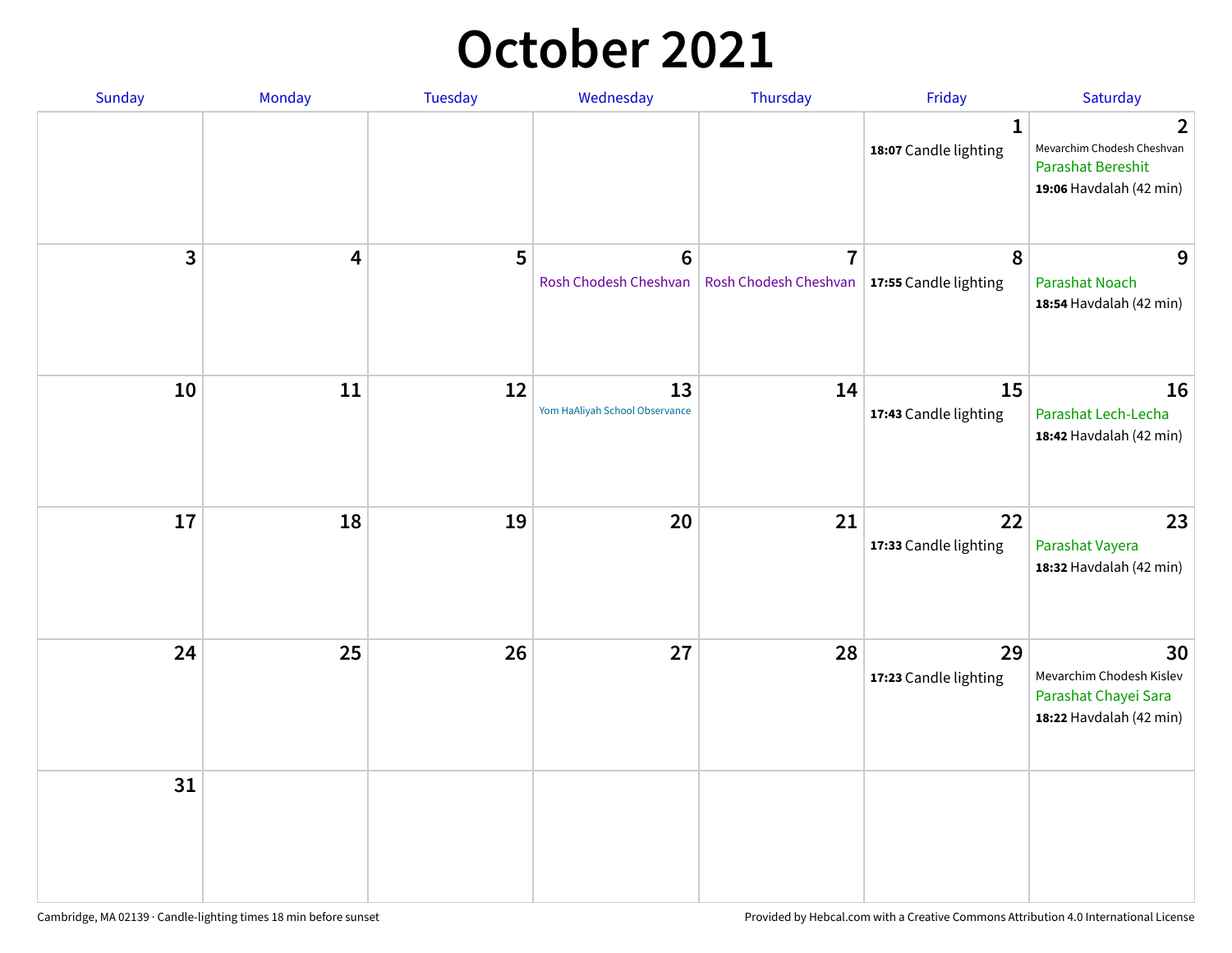# October 2021

| Sunday | Monday | Tuesday | Wednesday | Thursday | Friday | Saturday |
|---|---|---|---|---|---|---|
| | | | | | **1** **18:07** Candle lighting | **2** Mevarchim Chodesh Cheshvan Parashat Bereshit **19:06** Havdalah (42 min) |
| **3** | **4** | **5** | **6** Rosh Chodesh Cheshvan | **7** Rosh Chodesh Cheshvan | **8** **17:55** Candle lighting | **9** Parashat Noach **18:54** Havdalah (42 min) |
| **10** | **11** | **12** | **13** Yom HaAliyah School Observance | **14** | **15** **17:43** Candle lighting | **16** Parashat Lech-Lecha **18:42** Havdalah (42 min) |
| **17** | **18** | **19** | **20** | **21** | **22** **17:33** Candle lighting | **23** Parashat Vayera **18:32** Havdalah (42 min) |
| **24** | **25** | **26** | **27** | **28** | **29** **17:23** Candle lighting | **30** Mevarchim Chodesh Kislev Parashat Chayei Sara **18:22** Havdalah (42 min) |
| **31** | | | | | | |

Cambridge, MA 02139 · Candle-lighting times 18 min before sunset

Provided by Hebcal.com with a Creative Commons Attribution 4.0 International License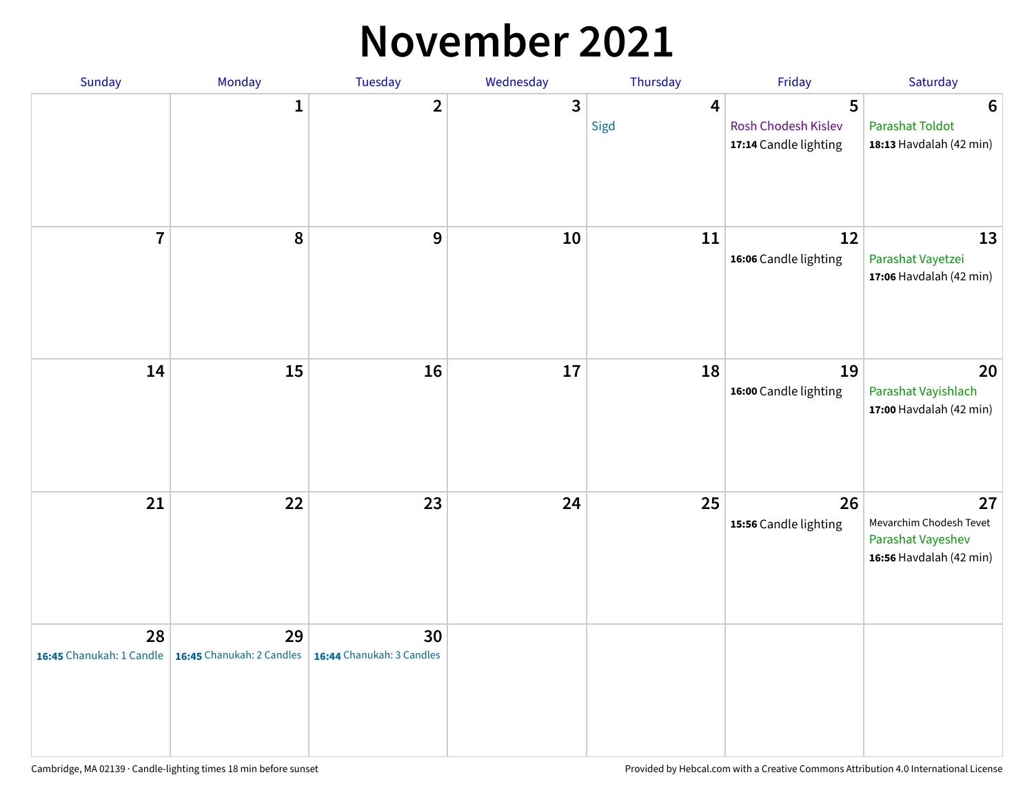# November 2021

| Sunday | Monday | Tuesday | Wednesday | Thursday | Friday | Saturday |
|---|---|---|---|---|---|---|
| | 1 | 2 | 3 | 4<br>Sigd | 5<br>Rosh Chodesh Kislev<br>**17:14** Candle lighting | 6<br>Parashat Toldot<br>**18:13** Havdalah (42 min) |
| 7 | 8 | 9 | 10 | 11 | 12<br>**16:06** Candle lighting | 13<br>Parashat Vayetzei<br>**17:06** Havdalah (42 min) |
| 14 | 15 | 16 | 17 | 18 | 19<br>**16:00** Candle lighting | 20<br>Parashat Vayishlach<br>**17:00** Havdalah (42 min) |
| 21 | 22 | 23 | 24 | 25 | 26<br>**15:56** Candle lighting | 27<br>Mevarchim Chodesh Tevet<br>Parashat Vayeshev<br>**16:56** Havdalah (42 min) |
| 28<br>**16:45** Chanukah: 1 Candle | 29<br>**16:45** Chanukah: 2 Candles | 30<br>**16:44** Chanukah: 3 Candles | | | | |

Cambridge, MA 02139 · Candle-lighting times 18 min before sunset

Provided by Hebcal.com with a Creative Commons Attribution 4.0 International License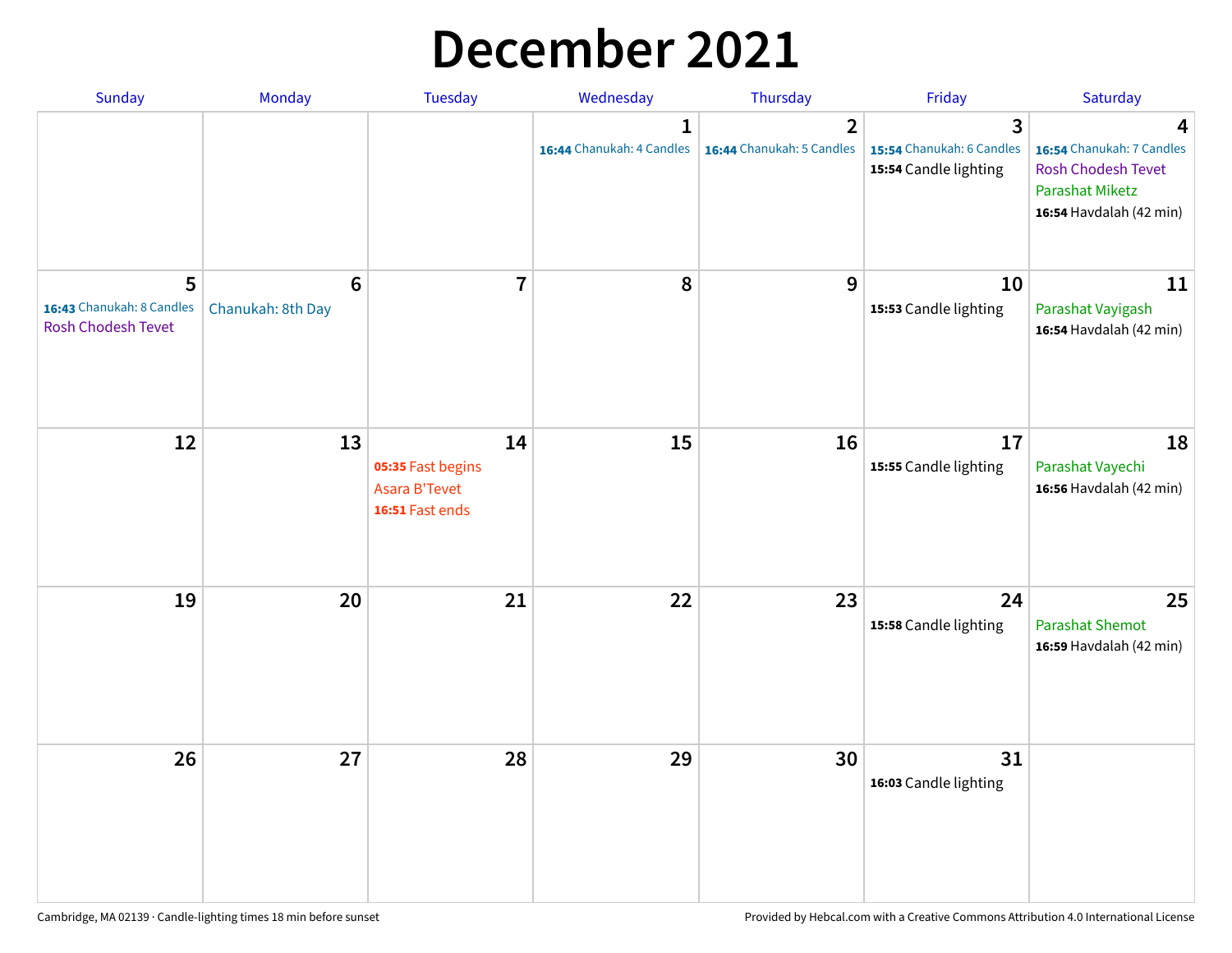# December 2021

| Sunday | Monday | Tuesday | Wednesday | Thursday | Friday | Saturday |
|---|---|---|---|---|---|---|
| | | | 1<br>**16:44** Chanukah: 4 Candles | 2<br>**16:44** Chanukah: 5 Candles | 3<br>**15:54** Chanukah: 6 Candles<br>**15:54** Candle lighting | 4<br>**16:54** Chanukah: 7 Candles<br>Rosh Chodesh Tevet<br>Parashat Miketz<br>**16:54** Havdalah (42 min) |
| 5<br>**16:43** Chanukah: 8 Candles<br>Rosh Chodesh Tevet | 6<br>Chanukah: 8th Day | 7 | 8 | 9 | 10<br>**15:53** Candle lighting | 11<br>Parashat Vayigash<br>**16:54** Havdalah (42 min) |
| 12 | 13 | 14<br>**05:35** Fast begins<br>Asara B'Tevet<br>**16:51** Fast ends | 15 | 16 | 17<br>**15:55** Candle lighting | 18<br>Parashat Vayechi<br>**16:56** Havdalah (42 min) |
| 19 | 20 | 21 | 22 | 23 | 24<br>**15:58** Candle lighting | 25<br>Parashat Shemot<br>**16:59** Havdalah (42 min) |
| 26 | 27 | 28 | 29 | 30 | 31<br>**16:03** Candle lighting | |

Cambridge, MA 02139 · Candle-lighting times 18 min before sunset

Provided by Hebcal.com with a Creative Commons Attribution 4.0 International License